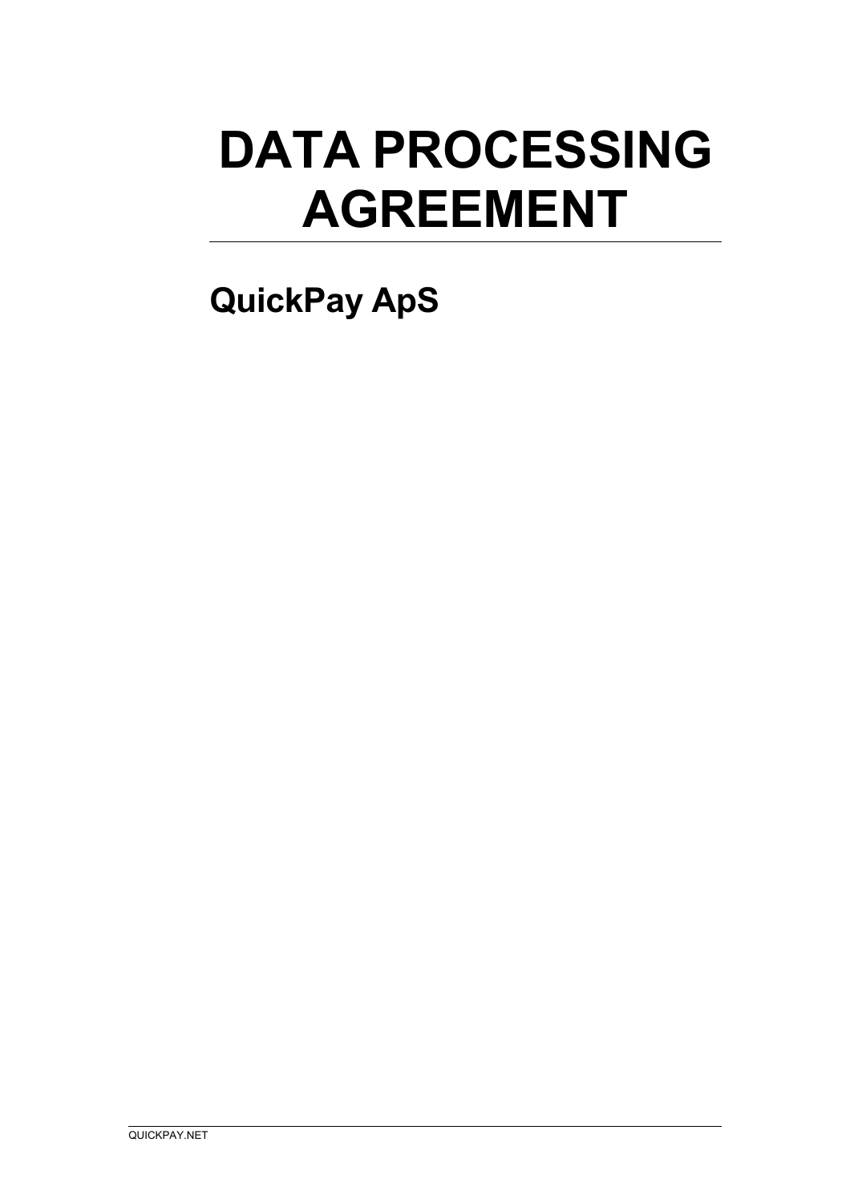# DATA PROCESSING AGREEMENT

## QuickPay ApS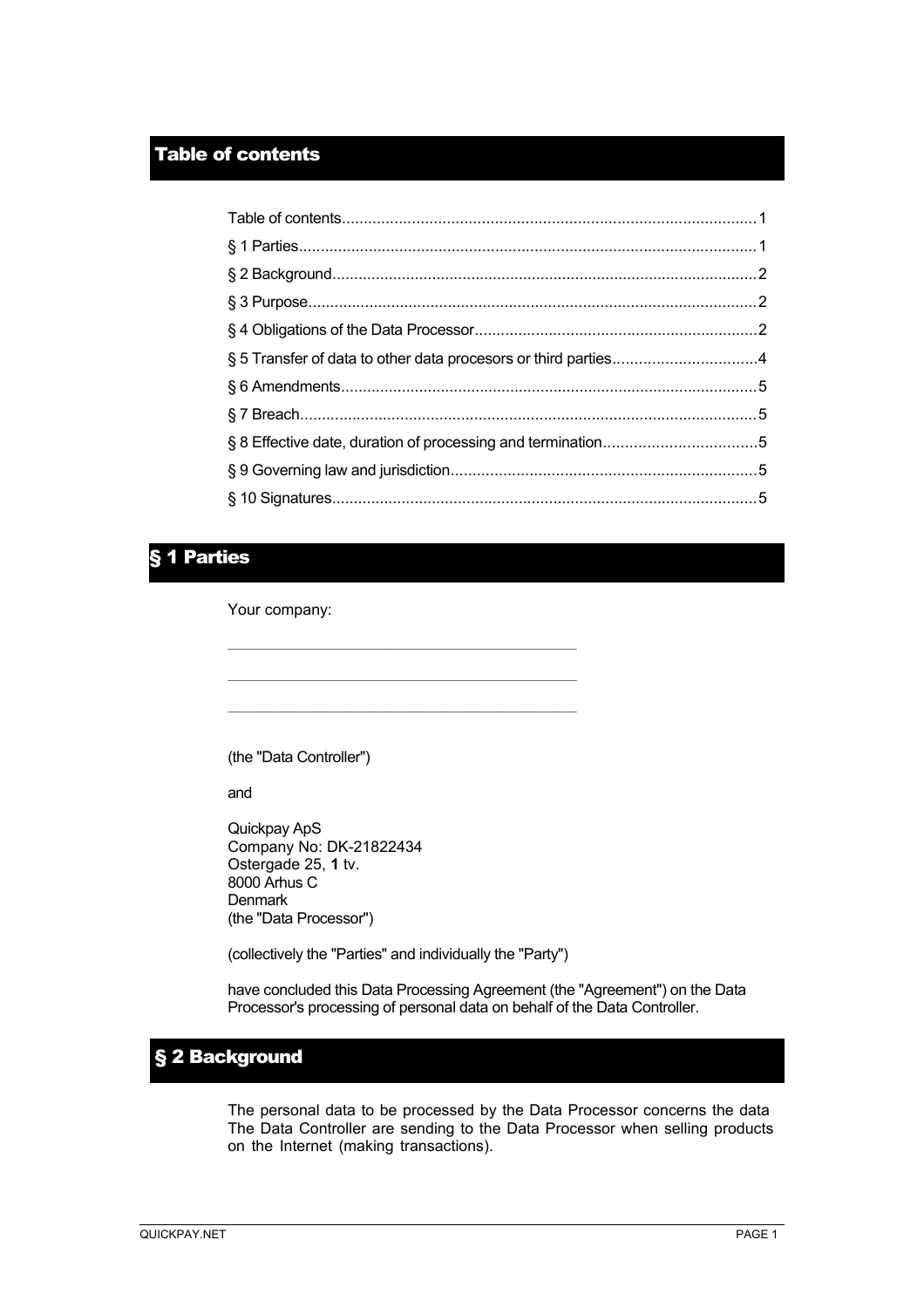# Table of contents

| | |
|---|---|
| Table of contents | 1 |
| § 1 Parties | 1 |
| § 2 Background | 2 |
| § 3 Purpose | 2 |
| § 4 Obligations of the Data Processor | 2 |
| § 5 Transfer of data to other data procesors or third parties | 4 |
| § 6 Amendments | 5 |
| § 7 Breach | 5 |
| § 8 Effective date, duration of processing and termination | 5 |
| § 9 Governing law and jurisdiction | 5 |
| § 10 Signatures | 5 |

# § 1 Parties

Your company:

\_\_\_\_\_\_\_\_\_\_\_\_\_\_\_\_\_\_\_\_\_\_\_\_\_\_\_\_\_\_\_\_\_\_\_\_\_\_\_\_

\_\_\_\_\_\_\_\_\_\_\_\_\_\_\_\_\_\_\_\_\_\_\_\_\_\_\_\_\_\_\_\_\_\_\_\_\_\_\_\_

\_\_\_\_\_\_\_\_\_\_\_\_\_\_\_\_\_\_\_\_\_\_\_\_\_\_\_\_\_\_\_\_\_\_\_\_\_\_\_\_

(the "Data Controller")

and

Quickpay ApS
Company No: DK-21822434
Ostergade 25, **1** tv.
8000 Arhus C
Denmark
(the "Data Processor")

(collectively the "Parties" and individually the "Party")

have concluded this Data Processing Agreement (the "Agreement") on the Data Processor's processing of personal data on behalf of the Data Controller.

# § 2 Background

The personal data to be processed by the Data Processor concerns the data The Data Controller are sending to the Data Processor when selling products on the Internet (making transactions).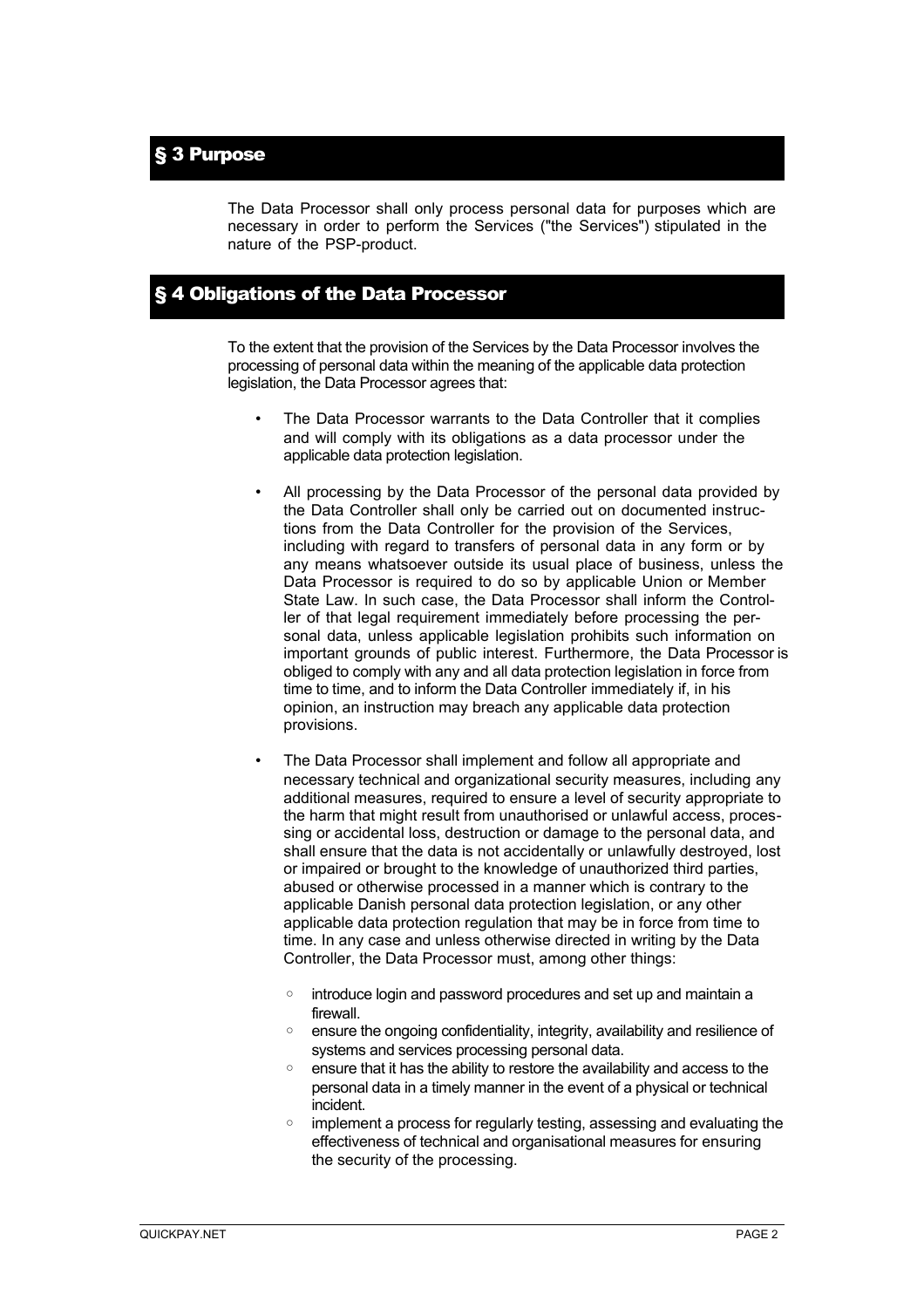## § 3 Purpose

The Data Processor shall only process personal data for purposes which are necessary in order to perform the Services ("the Services") stipulated in the nature of the PSP-product.

## § 4 Obligations of the Data Processor

To the extent that the provision of the Services by the Data Processor involves the processing of personal data within the meaning of the applicable data protection legislation, the Data Processor agrees that:

- The Data Processor warrants to the Data Controller that it complies and will comply with its obligations as a data processor under the applicable data protection legislation.
- All processing by the Data Processor of the personal data provided by the Data Controller shall only be carried out on documented instructions from the Data Controller for the provision of the Services, including with regard to transfers of personal data in any form or by any means whatsoever outside its usual place of business, unless the Data Processor is required to do so by applicable Union or Member State Law. In such case, the Data Processor shall inform the Controller of that legal requirement immediately before processing the personal data, unless applicable legislation prohibits such information on important grounds of public interest. Furthermore, the Data Processor is obliged to comply with any and all data protection legislation in force from time to time, and to inform the Data Controller immediately if, in his opinion, an instruction may breach any applicable data protection provisions.
- The Data Processor shall implement and follow all appropriate and necessary technical and organizational security measures, including any additional measures, required to ensure a level of security appropriate to the harm that might result from unauthorised or unlawful access, processing or accidental loss, destruction or damage to the personal data, and shall ensure that the data is not accidentally or unlawfully destroyed, lost or impaired or brought to the knowledge of unauthorized third parties, abused or otherwise processed in a manner which is contrary to the applicable Danish personal data protection legislation, or any other applicable data protection regulation that may be in force from time to time. In any case and unless otherwise directed in writing by the Data Controller, the Data Processor must, among other things:
  - introduce login and password procedures and set up and maintain a firewall.
  - ensure the ongoing confidentiality, integrity, availability and resilience of systems and services processing personal data.
  - ensure that it has the ability to restore the availability and access to the personal data in a timely manner in the event of a physical or technical incident.
  - implement a process for regularly testing, assessing and evaluating the effectiveness of technical and organisational measures for ensuring the security of the processing.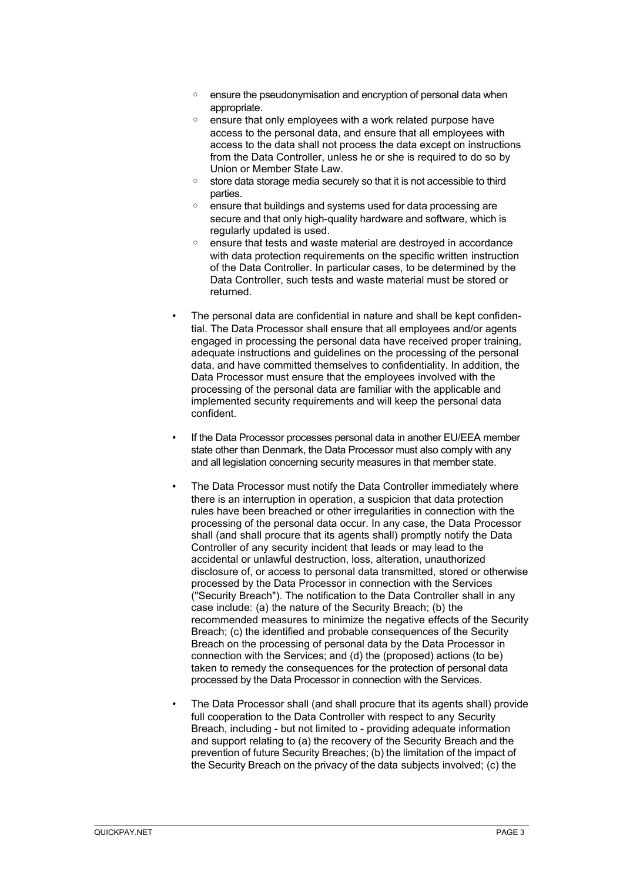- ensure the pseudonymisation and encryption of personal data when appropriate.
  - ensure that only employees with a work related purpose have access to the personal data, and ensure that all employees with access to the data shall not process the data except on instructions from the Data Controller, unless he or she is required to do so by Union or Member State Law.
  - store data storage media securely so that it is not accessible to third parties.
  - ensure that buildings and systems used for data processing are secure and that only high-quality hardware and software, which is regularly updated is used.
  - ensure that tests and waste material are destroyed in accordance with data protection requirements on the specific written instruction of the Data Controller. In particular cases, to be determined by the Data Controller, such tests and waste material must be stored or returned.

- The personal data are confidential in nature and shall be kept confidential. The Data Processor shall ensure that all employees and/or agents engaged in processing the personal data have received proper training, adequate instructions and guidelines on the processing of the personal data, and have committed themselves to confidentiality. In addition, the Data Processor must ensure that the employees involved with the processing of the personal data are familiar with the applicable and implemented security requirements and will keep the personal data confident.

- If the Data Processor processes personal data in another EU/EEA member state other than Denmark, the Data Processor must also comply with any and all legislation concerning security measures in that member state.

- The Data Processor must notify the Data Controller immediately where there is an interruption in operation, a suspicion that data protection rules have been breached or other irregularities in connection with the processing of the personal data occur. In any case, the Data Processor shall (and shall procure that its agents shall) promptly notify the Data Controller of any security incident that leads or may lead to the accidental or unlawful destruction, loss, alteration, unauthorized disclosure of, or access to personal data transmitted, stored or otherwise processed by the Data Processor in connection with the Services ("Security Breach"). The notification to the Data Controller shall in any case include: (a) the nature of the Security Breach; (b) the recommended measures to minimize the negative effects of the Security Breach; (c) the identified and probable consequences of the Security Breach on the processing of personal data by the Data Processor in connection with the Services; and (d) the (proposed) actions (to be) taken to remedy the consequences for the protection of personal data processed by the Data Processor in connection with the Services.

- The Data Processor shall (and shall procure that its agents shall) provide full cooperation to the Data Controller with respect to any Security Breach, including - but not limited to - providing adequate information and support relating to (a) the recovery of the Security Breach and the prevention of future Security Breaches; (b) the limitation of the impact of the Security Breach on the privacy of the data subjects involved; (c) the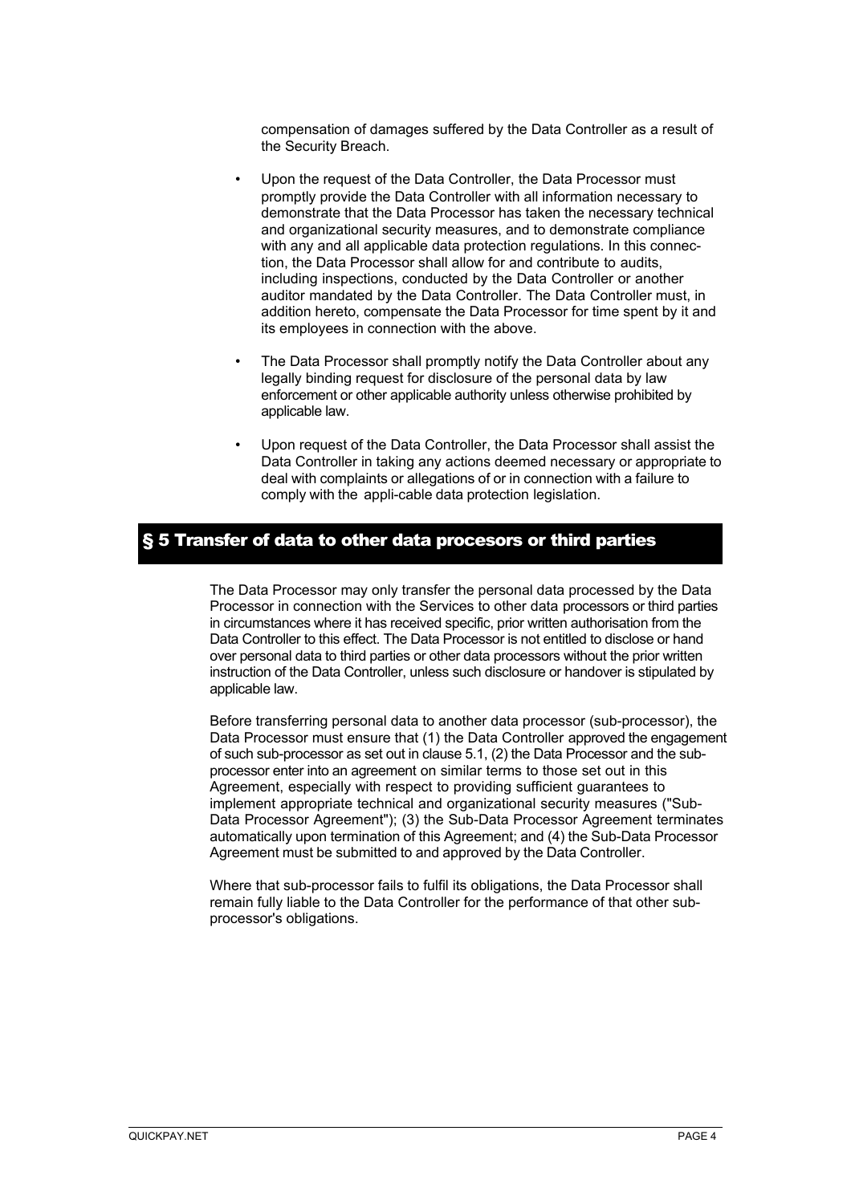compensation of damages suffered by the Data Controller as a result of the Security Breach.

- Upon the request of the Data Controller, the Data Processor must promptly provide the Data Controller with all information necessary to demonstrate that the Data Processor has taken the necessary technical and organizational security measures, and to demonstrate compliance with any and all applicable data protection regulations. In this connection, the Data Processor shall allow for and contribute to audits, including inspections, conducted by the Data Controller or another auditor mandated by the Data Controller. The Data Controller must, in addition hereto, compensate the Data Processor for time spent by it and its employees in connection with the above.

- The Data Processor shall promptly notify the Data Controller about any legally binding request for disclosure of the personal data by law enforcement or other applicable authority unless otherwise prohibited by applicable law.

- Upon request of the Data Controller, the Data Processor shall assist the Data Controller in taking any actions deemed necessary or appropriate to deal with complaints or allegations of or in connection with a failure to comply with the appli-cable data protection legislation.

## § 5 Transfer of data to other data procesors or third parties

The Data Processor may only transfer the personal data processed by the Data Processor in connection with the Services to other data processors or third parties in circumstances where it has received specific, prior written authorisation from the Data Controller to this effect. The Data Processor is not entitled to disclose or hand over personal data to third parties or other data processors without the prior written instruction of the Data Controller, unless such disclosure or handover is stipulated by applicable law.

Before transferring personal data to another data processor (sub-processor), the Data Processor must ensure that (1) the Data Controller approved the engagement of such sub-processor as set out in clause 5.1, (2) the Data Processor and the sub-processor enter into an agreement on similar terms to those set out in this Agreement, especially with respect to providing sufficient guarantees to implement appropriate technical and organizational security measures ("Sub-Data Processor Agreement"); (3) the Sub-Data Processor Agreement terminates automatically upon termination of this Agreement; and (4) the Sub-Data Processor Agreement must be submitted to and approved by the Data Controller.

Where that sub-processor fails to fulfil its obligations, the Data Processor shall remain fully liable to the Data Controller for the performance of that other sub-processor's obligations.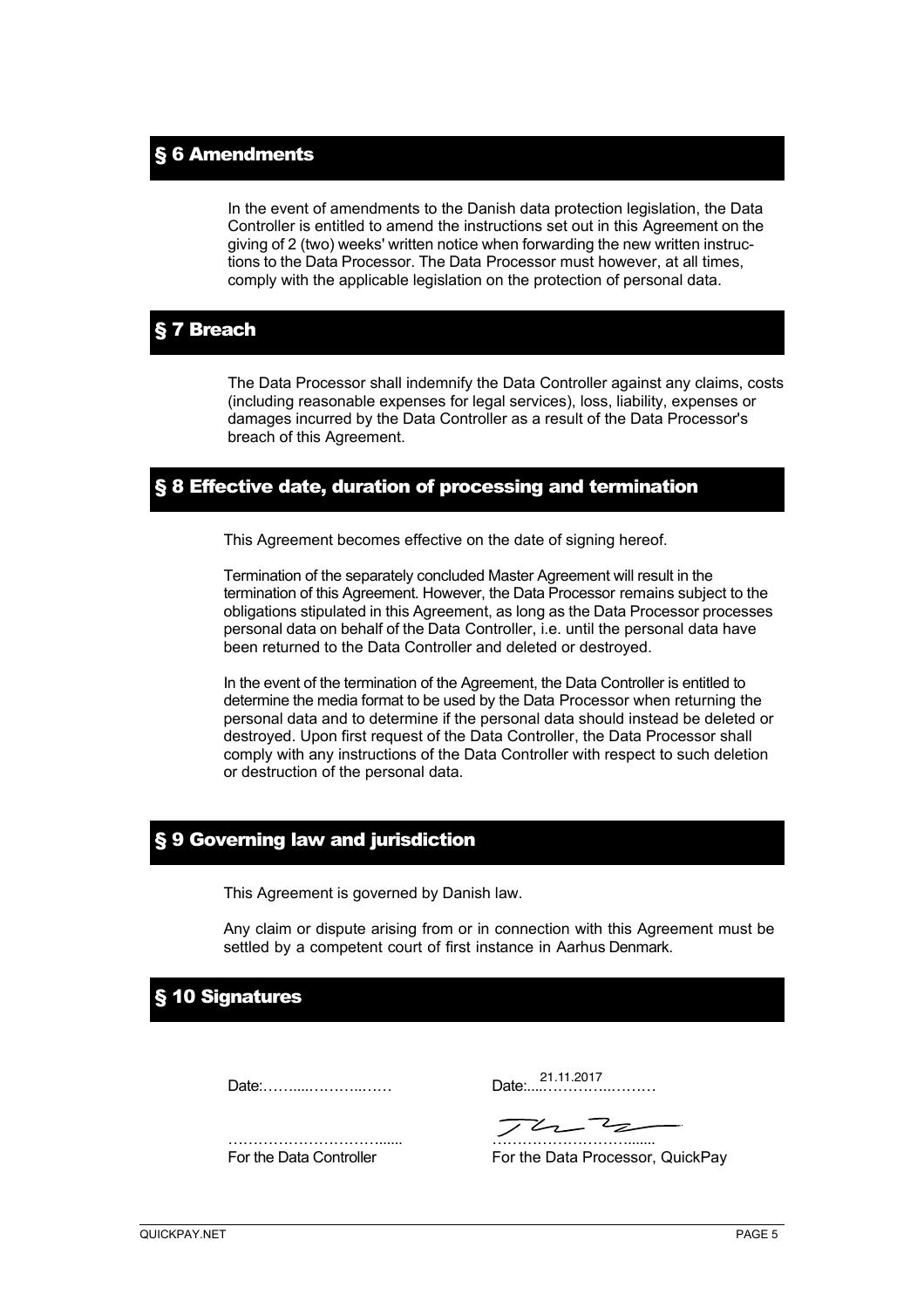## § 6 Amendments

In the event of amendments to the Danish data protection legislation, the Data Controller is entitled to amend the instructions set out in this Agreement on the giving of 2 (two) weeks' written notice when forwarding the new written instructions to the Data Processor. The Data Processor must however, at all times, comply with the applicable legislation on the protection of personal data.

## § 7 Breach

The Data Processor shall indemnify the Data Controller against any claims, costs (including reasonable expenses for legal services), loss, liability, expenses or damages incurred by the Data Controller as a result of the Data Processor's breach of this Agreement.

## § 8 Effective date, duration of processing and termination

This Agreement becomes effective on the date of signing hereof.

Termination of the separately concluded Master Agreement will result in the termination of this Agreement. However, the Data Processor remains subject to the obligations stipulated in this Agreement, as long as the Data Processor processes personal data on behalf of the Data Controller, i.e. until the personal data have been returned to the Data Controller and deleted or destroyed.

In the event of the termination of the Agreement, the Data Controller is entitled to determine the media format to be used by the Data Processor when returning the personal data and to determine if the personal data should instead be deleted or destroyed. Upon first request of the Data Controller, the Data Processor shall comply with any instructions of the Data Controller with respect to such deletion or destruction of the personal data.

## § 9 Governing law and jurisdiction

This Agreement is governed by Danish law.

Any claim or dispute arising from or in connection with this Agreement must be settled by a competent court of first instance in Aarhus Denmark.

## § 10 Signatures

| | |
|---|---|
| Date:……....………..…… | Date:....…………..……… 21.11.2017 |
| ……………………………...... | ……………………….......... |
| For the Data Controller | For the Data Processor, QuickPay |